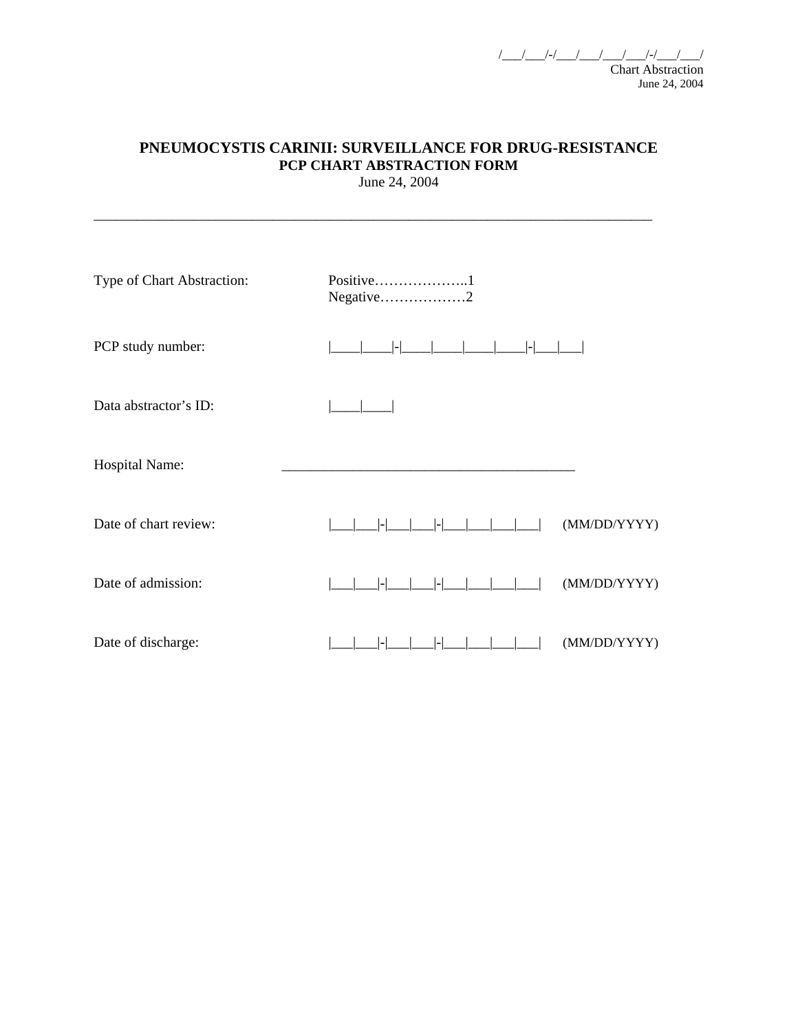/___/___/-/___/___/___/___/___/-/___/___/
Chart Abstraction
June 24, 2004

# PNEUMOCYSTIS CARINII: SURVEILLANCE FOR DRUG-RESISTANCE

## PCP CHART ABSTRACTION FORM

June 24, 2004

---

Type of Chart Abstraction:
Positive………………..1
Negative………………2

PCP study number: |____|____|-|____|____|____|____|-|___|___|

Data abstractor's ID: |____|____|

Hospital Name: ________________________________________

Date of chart review: |___|___|-|___|___|-|___|___|___|___| (MM/DD/YYYY)

Date of admission: |___|___|-|___|___|-|___|___|___|___| (MM/DD/YYYY)

Date of discharge: |___|___|-|___|___|-|___|___|___|___| (MM/DD/YYYY)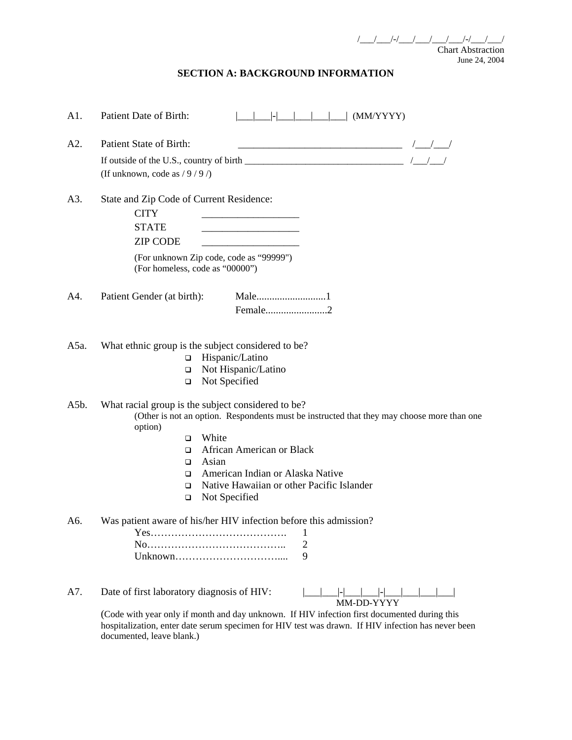/___/___/-/___/___/___/___/___/-/___/___/
Chart Abstraction
June 24, 2004

## SECTION A: BACKGROUND INFORMATION

A1. Patient Date of Birth: |___|___|-|___|___|___|___| (MM/YYYY)

A2. Patient State of Birth: ________________________________ /___/___/

If outside of the U.S., country of birth ________________________________ /___/___/
(If unknown, code as / 9 / 9 /)

A3. State and Zip Code of Current Residence:

CITY ___________________
STATE ___________________
ZIP CODE ___________________

(For unknown Zip code, code as "99999")
(For homeless, code as "00000")

A4. Patient Gender (at birth):
- Male...........................1
- Female........................2

A5a. What ethnic group is the subject considered to be?
- ❑ Hispanic/Latino
- ❑ Not Hispanic/Latino
- ❑ Not Specified

A5b. What racial group is the subject considered to be?
(Other is not an option. Respondents must be instructed that they may choose more than one option)
- ❑ White
- ❑ African American or Black
- ❑ Asian
- ❑ American Indian or Alaska Native
- ❑ Native Hawaiian or other Pacific Islander
- ❑ Not Specified

A6. Was patient aware of his/her HIV infection before this admission?
- Yes…………………………………. 1
- No………………………………….. 2
- Unknown…………………………..... 9

A7. Date of first laboratory diagnosis of HIV: |___|___|-|___|___|-|___|___|___|___|
MM-DD-YYYY

(Code with year only if month and day unknown. If HIV infection first documented during this hospitalization, enter date serum specimen for HIV test was drawn. If HIV infection has never been documented, leave blank.)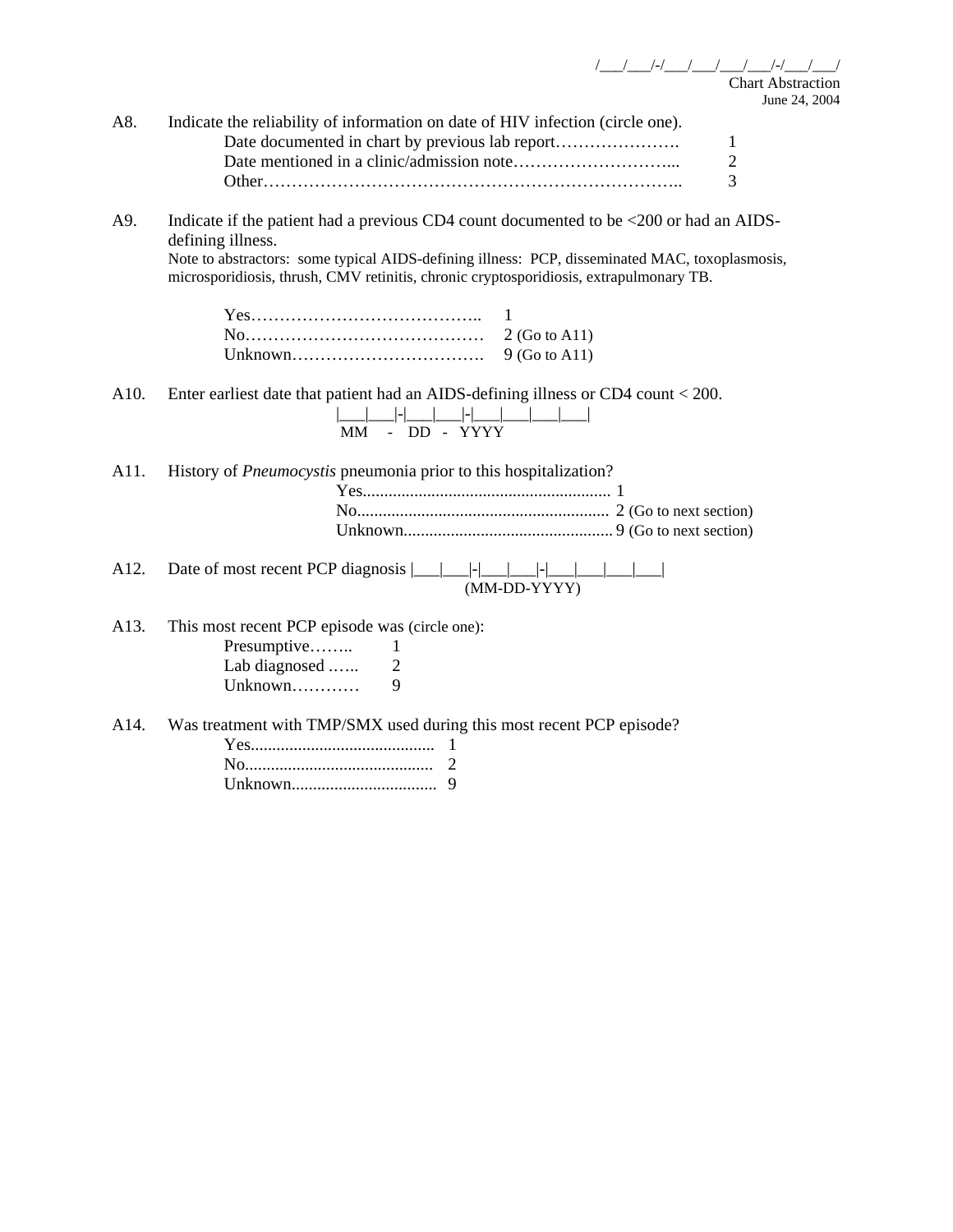/___/___/-/___/___/___/___/___/-/___/___/

Chart Abstraction

June 24, 2004

A8. Indicate the reliability of information on date of HIV infection (circle one).

Date documented in chart by previous lab report…………………. 1
Date mentioned in a clinic/admission note……………………….. 2
Other…………………………………………………………….. 3

A9. Indicate if the patient had a previous CD4 count documented to be <200 or had an AIDS-defining illness.

Note to abstractors: some typical AIDS-defining illness: PCP, disseminated MAC, toxoplasmosis, microsporidiosis, thrush, CMV retinitis, chronic cryptosporidiosis, extrapulmonary TB.

Yes………………………………….. 1
No…………………………………… 2 (Go to A11)
Unknown……………………………. 9 (Go to A11)

A10. Enter earliest date that patient had an AIDS-defining illness or CD4 count < 200.

|___|___|-|___|___|-|___|___|___|___|
MM - DD - YYYY

A11. History of *Pneumocystis* pneumonia prior to this hospitalization?

Yes.......................................................... 1
No........................................................... 2 (Go to next section)
Unknown................................................. 9 (Go to next section)

A12. Date of most recent PCP diagnosis |___|___|-|___|___|-|___|___|___|___|
(MM-DD-YYYY)

A13. This most recent PCP episode was (circle one):

Presumptive…….. 1
Lab diagnosed …... 2
Unknown………… 9

A14. Was treatment with TMP/SMX used during this most recent PCP episode?

Yes.......................................... 1
No........................................... 2
Unknown................................. 9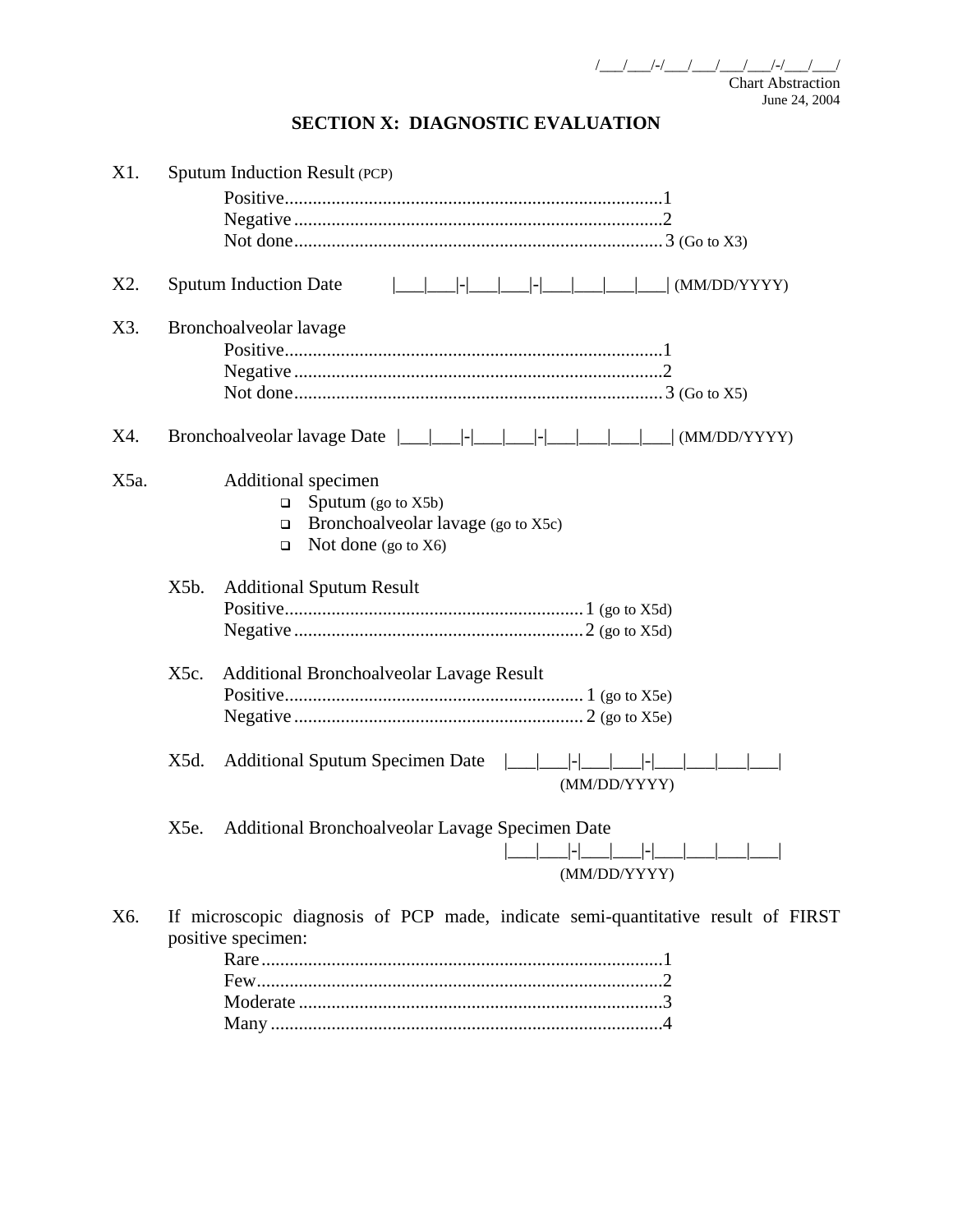/___/___/-/___/___/___/___/___/-/___/___/
Chart Abstraction
June 24, 2004

## SECTION X: DIAGNOSTIC EVALUATION

X1. Sputum Induction Result (PCP)

Positive.................................................................................1
Negative ...............................................................................2
Not done...............................................................................3 (Go to X3)

X2. Sputum Induction Date |___|___|-|___|___|-|___|___|___|___| (MM/DD/YYYY)

X3. Bronchoalveolar lavage

Positive.................................................................................1
Negative ...............................................................................2
Not done...............................................................................3 (Go to X5)

X4. Bronchoalveolar lavage Date |___|___|-|___|___|-|___|___|___|___| (MM/DD/YYYY)

X5a. Additional specimen

- ❑ Sputum (go to X5b)
- ❑ Bronchoalveolar lavage (go to X5c)
- ❑ Not done (go to X6)

X5b. Additional Sputum Result

Positive................................................................1 (go to X5d)
Negative ..............................................................2 (go to X5d)

X5c. Additional Bronchoalveolar Lavage Result

Positive................................................................1 (go to X5e)
Negative ..............................................................2 (go to X5e)

X5d. Additional Sputum Specimen Date |___|___|-|___|___|-|___|___|___|___|
(MM/DD/YYYY)

X5e. Additional Bronchoalveolar Lavage Specimen Date
|___|___|-|___|___|-|___|___|___|___|
(MM/DD/YYYY)

X6. If microscopic diagnosis of PCP made, indicate semi-quantitative result of FIRST positive specimen:

Rare ......................................................................................1
Few.......................................................................................2
Moderate ..............................................................................3
Many ....................................................................................4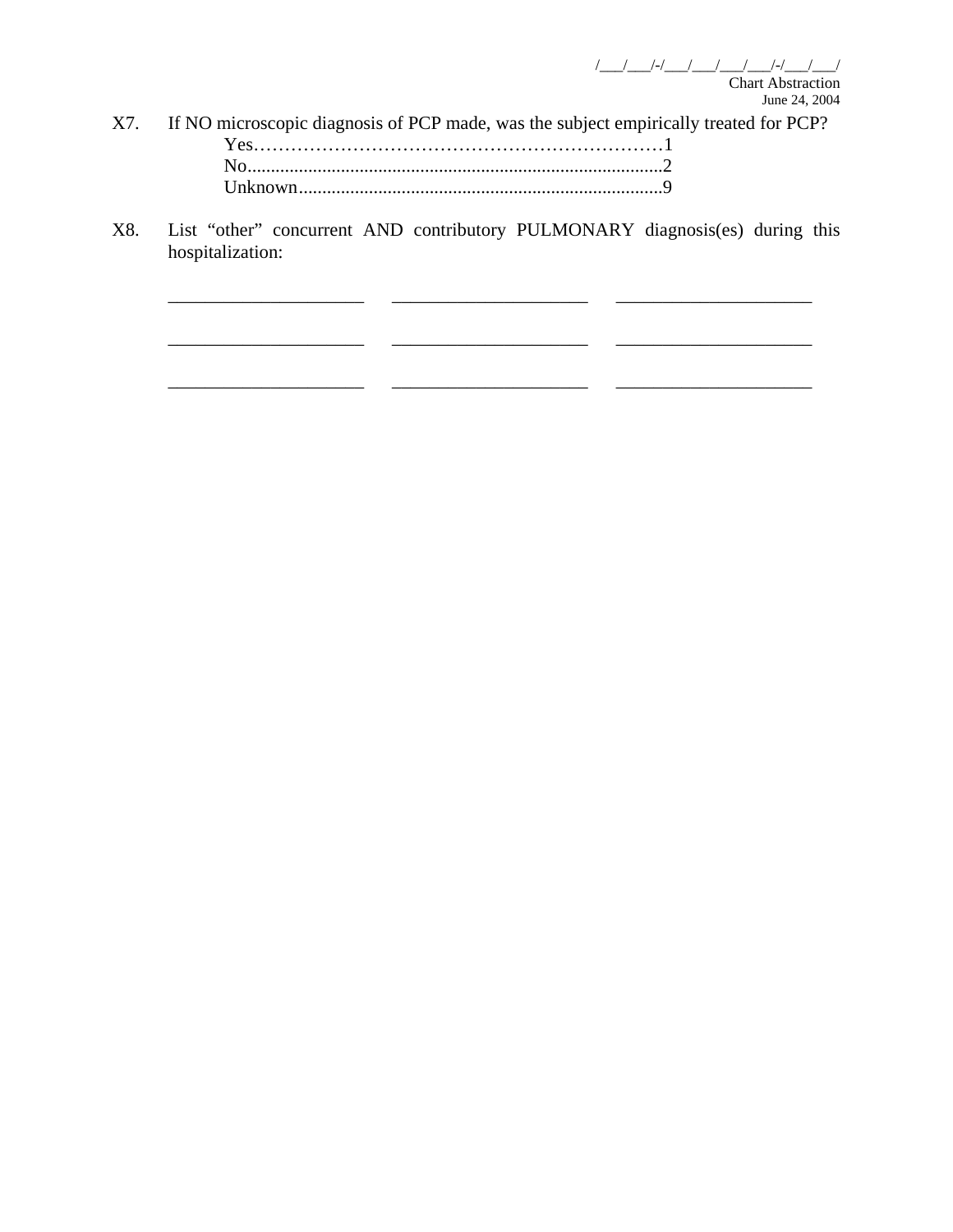X7. If NO microscopic diagnosis of PCP made, was the subject empirically treated for PCP?

Yes……………………………………………………………1
No.........................................................................................2
Unknown..............................................................................9

X8. List "other" concurrent AND contributory PULMONARY diagnosis(es) during this hospitalization:

_____________________ _____________________ _____________________

_____________________ _____________________ _____________________

_____________________ _____________________ _____________________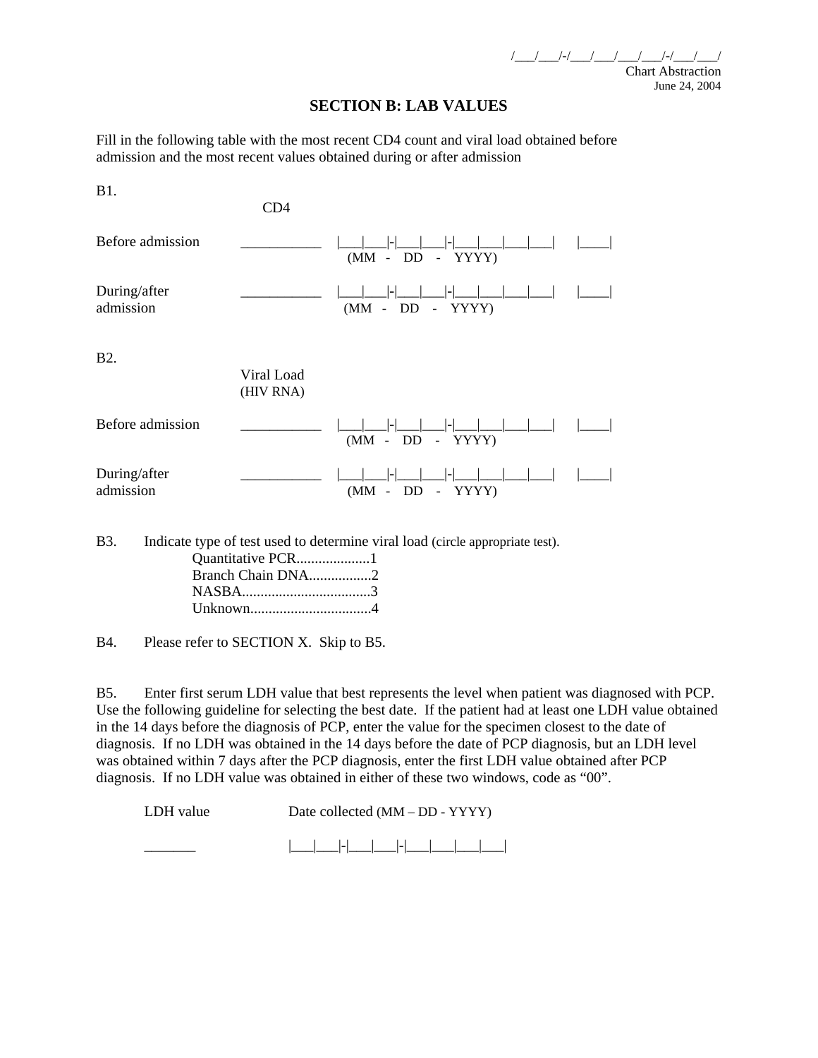/___/___/-/___/___/___/___/___/-/___/___/
Chart Abstraction
June 24, 2004

## SECTION B: LAB VALUES

Fill in the following table with the most recent CD4 count and viral load obtained before admission and the most recent values obtained during or after admission

B1.

| | CD4 | (MM - DD - YYYY) | |
|---|---|---|---|
| Before admission | ___________ | \|___\|___\|-\|___\|___\|-\|___\|___\|___\|___\| | \|____\| |
| During/after admission | ___________ | \|___\|___\|-\|___\|___\|-\|___\|___\|___\|___\| | \|____\| |

B2.

| | Viral Load (HIV RNA) | (MM - DD - YYYY) | |
|---|---|---|---|
| Before admission | ___________ | \|___\|___\|-\|___\|___\|-\|___\|___\|___\|___\| | \|____\| |
| During/after admission | ___________ | \|___\|___\|-\|___\|___\|-\|___\|___\|___\|___\| | \|____\| |

B3. Indicate type of test used to determine viral load (circle appropriate test).

- Quantitative PCR....................1
- Branch Chain DNA.................2
- NASBA...................................3
- Unknown.................................4

B4. Please refer to SECTION X. Skip to B5.

B5. Enter first serum LDH value that best represents the level when patient was diagnosed with PCP. Use the following guideline for selecting the best date. If the patient had at least one LDH value obtained in the 14 days before the diagnosis of PCP, enter the value for the specimen closest to the date of diagnosis. If no LDH was obtained in the 14 days before the date of PCP diagnosis, but an LDH level was obtained within 7 days after the PCP diagnosis, enter the first LDH value obtained after PCP diagnosis. If no LDH value was obtained in either of these two windows, code as "00".

| LDH value | Date collected (MM – DD - YYYY) |
|---|---|
| _______ | \|___\|___\|-\|___\|___\|-\|___\|___\|___\|___\| |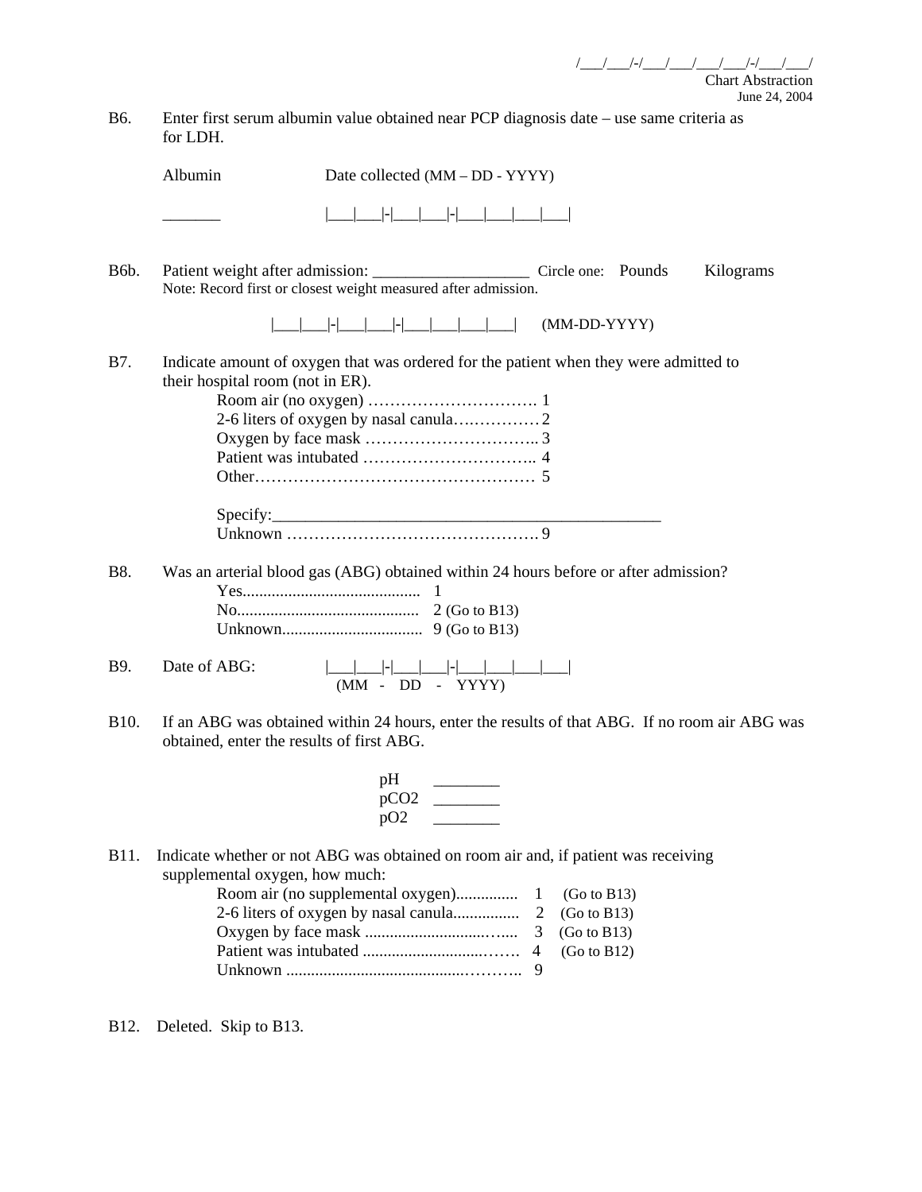/___/___/-/___/___/___/___/___/-/___/___/
Chart Abstraction
June 24, 2004

B6. Enter first serum albumin value obtained near PCP diagnosis date – use same criteria as for LDH.

Albumin Date collected (MM – DD - YYYY)

_______ |___|___|-|___|___|-|___|___|___|___|

B6b. Patient weight after admission: __________________ Circle one: Pounds Kilograms
Note: Record first or closest weight measured after admission.

|___|___|-|___|___|-|___|___|___|___| (MM-DD-YYYY)

B7. Indicate amount of oxygen that was ordered for the patient when they were admitted to their hospital room (not in ER).

- Room air (no oxygen) …………………………. 1
- 2-6 liters of oxygen by nasal canula…………… 2
- Oxygen by face mask ………………………….. 3
- Patient was intubated ………………………….. 4
- Other…………………………………………… 5

Specify:_______________________________________________

- Unknown ………………………………………. 9

B8. Was an arterial blood gas (ABG) obtained within 24 hours before or after admission?

- Yes.......................................... 1
- No........................................... 2 (Go to B13)
- Unknown.................................. 9 (Go to B13)

B9. Date of ABG: |___|___|-|___|___|-|___|___|___|___|
(MM - DD - YYYY)

B10. If an ABG was obtained within 24 hours, enter the results of that ABG. If no room air ABG was obtained, enter the results of first ABG.

pH ________
pCO2 ________
pO2 ________

B11. Indicate whether or not ABG was obtained on room air and, if patient was receiving supplemental oxygen, how much:

- Room air (no supplemental oxygen)............... 1 (Go to B13)
- 2-6 liters of oxygen by nasal canula................ 2 (Go to B13)
- Oxygen by face mask ...............................….. 3 (Go to B13)
- Patient was intubated ...........................……. 4 (Go to B12)
- Unknown .......................................……….. 9

B12. Deleted. Skip to B13.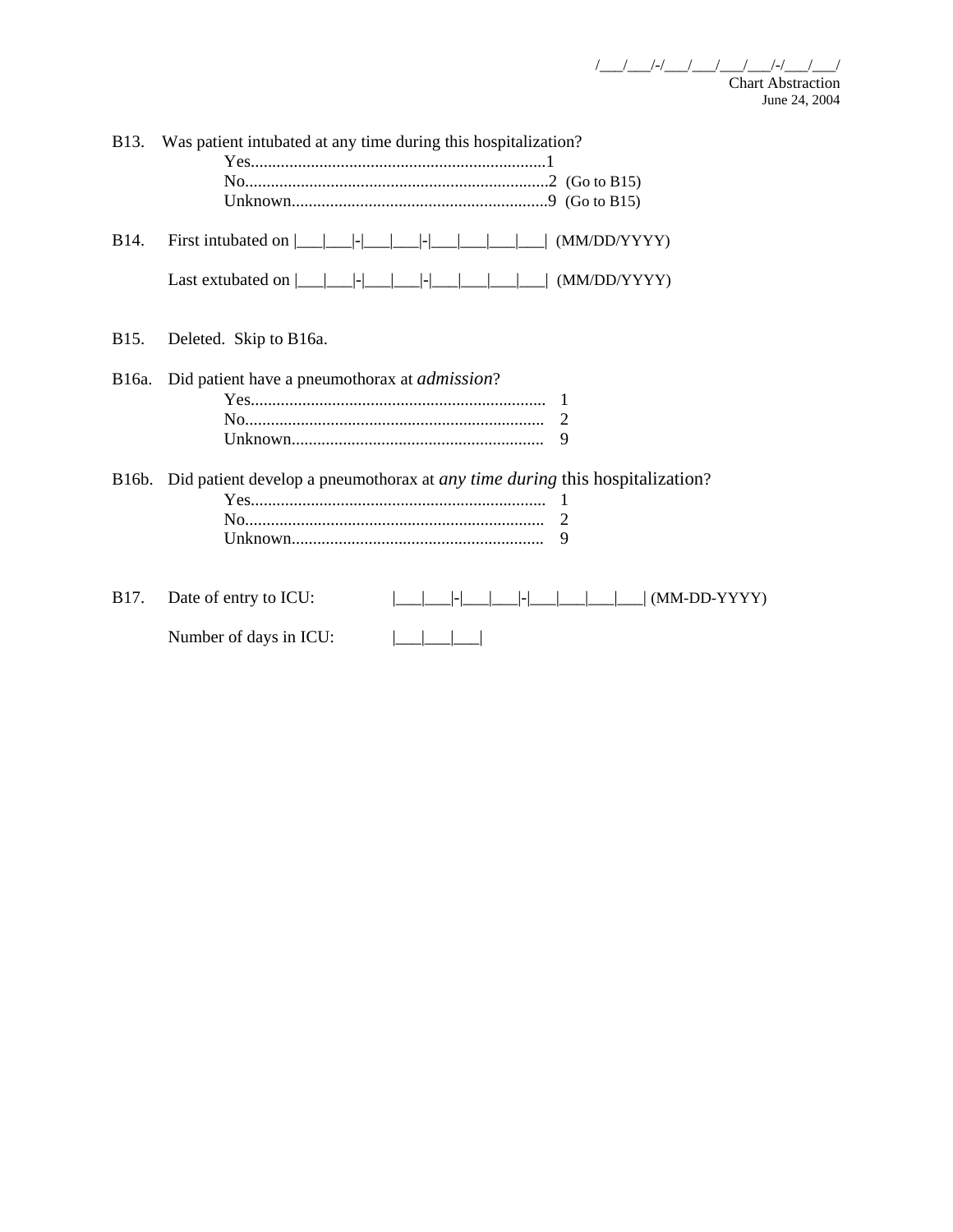/___/___/-/___/___/___/___/___/-/___/___/
Chart Abstraction
June 24, 2004

B13. Was patient intubated at any time during this hospitalization?

Yes.....................................................................1
No.......................................................................2 (Go to B15)
Unknown............................................................9 (Go to B15)

B14. First intubated on |___|___|-|___|___|-|___|___|___|___| (MM/DD/YYYY)

Last extubated on |___|___|-|___|___|-|___|___|___|___| (MM/DD/YYYY)

B15. Deleted. Skip to B16a.

B16a. Did patient have a pneumothorax at *admission*?

Yes..................................................................... 1
No...................................................................... 2
Unknown........................................................... 9

B16b. Did patient develop a pneumothorax at *any time during* this hospitalization?

Yes..................................................................... 1
No...................................................................... 2
Unknown........................................................... 9

B17. Date of entry to ICU: |___|___|-|___|___|-|___|___|___|___| (MM-DD-YYYY)

Number of days in ICU: |___|___|___|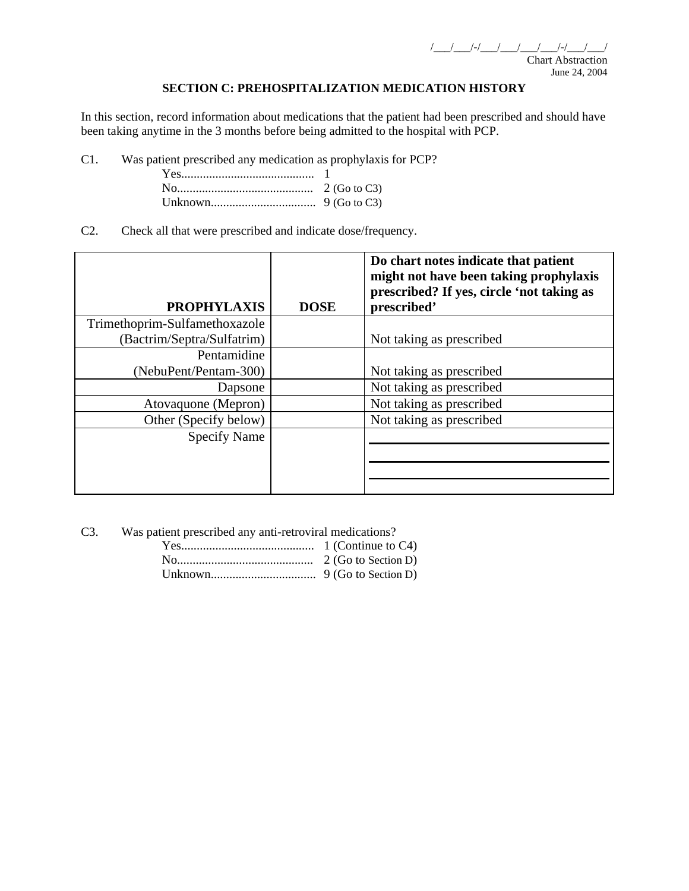/___/___/-/___/___/___/___/___/-/___/___/
Chart Abstraction
June 24, 2004

## SECTION C: PREHOSPITALIZATION MEDICATION HISTORY

In this section, record information about medications that the patient had been prescribed and should have been taking anytime in the 3 months before being admitted to the hospital with PCP.

C1. Was patient prescribed any medication as prophylaxis for PCP?

Yes.......................................... 1
No........................................... 2 (Go to C3)
Unknown................................. 9 (Go to C3)

C2. Check all that were prescribed and indicate dose/frequency.

| **PROPHYLAXIS** | **DOSE** | **Do chart notes indicate that patient might not have been taking prophylaxis prescribed? If yes, circle 'not taking as prescribed'** |
|---|---|---|
| Trimethoprim-Sulfamethoxazole (Bactrim/Septra/Sulfatrim) | | Not taking as prescribed |
| Pentamidine (NebuPent/Pentam-300) | | Not taking as prescribed |
| Dapsone | | Not taking as prescribed |
| Atovaquone (Mepron) | | Not taking as prescribed |
| Other (Specify below) | | Not taking as prescribed |
| Specify Name | | ______________________ ______________________ ______________________ |

C3. Was patient prescribed any anti-retroviral medications?

Yes.......................................... 1 (Continue to C4)
No........................................... 2 (Go to Section D)
Unknown................................. 9 (Go to Section D)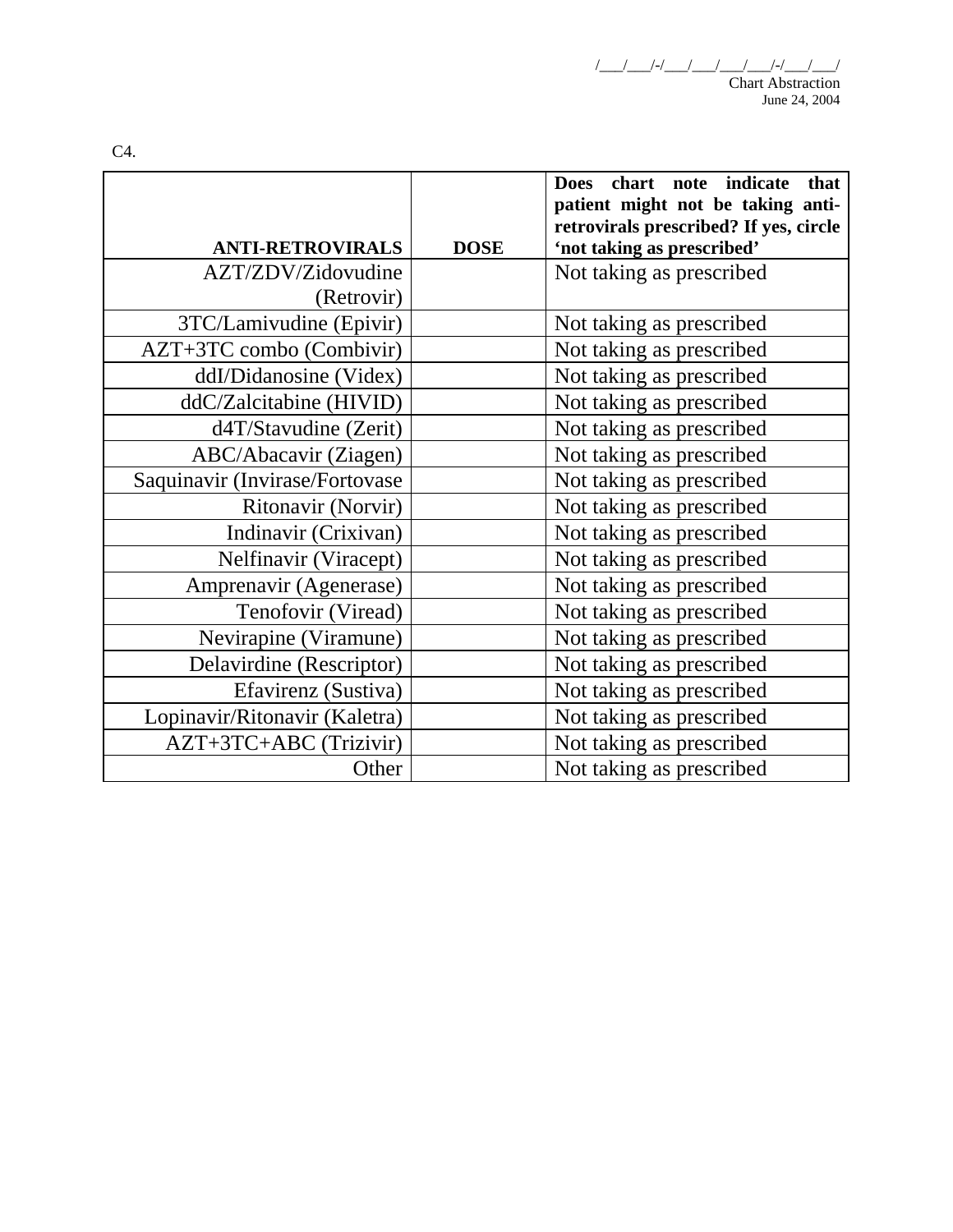C4.

| ANTI-RETROVIRALS | DOSE | Does chart note indicate that patient might not be taking anti-retrovirals prescribed? If yes, circle 'not taking as prescribed' |
|---|---|---|
| AZT/ZDV/Zidovudine (Retrovir) | | Not taking as prescribed |
| 3TC/Lamivudine (Epivir) | | Not taking as prescribed |
| AZT+3TC combo (Combivir) | | Not taking as prescribed |
| ddI/Didanosine (Videx) | | Not taking as prescribed |
| ddC/Zalcitabine (HIVID) | | Not taking as prescribed |
| d4T/Stavudine (Zerit) | | Not taking as prescribed |
| ABC/Abacavir (Ziagen) | | Not taking as prescribed |
| Saquinavir (Invirase/Fortovase | | Not taking as prescribed |
| Ritonavir (Norvir) | | Not taking as prescribed |
| Indinavir (Crixivan) | | Not taking as prescribed |
| Nelfinavir (Viracept) | | Not taking as prescribed |
| Amprenavir (Agenerase) | | Not taking as prescribed |
| Tenofovir (Viread) | | Not taking as prescribed |
| Nevirapine (Viramune) | | Not taking as prescribed |
| Delavirdine (Rescriptor) | | Not taking as prescribed |
| Efavirenz (Sustiva) | | Not taking as prescribed |
| Lopinavir/Ritonavir (Kaletra) | | Not taking as prescribed |
| AZT+3TC+ABC (Trizivir) | | Not taking as prescribed |
| Other | | Not taking as prescribed |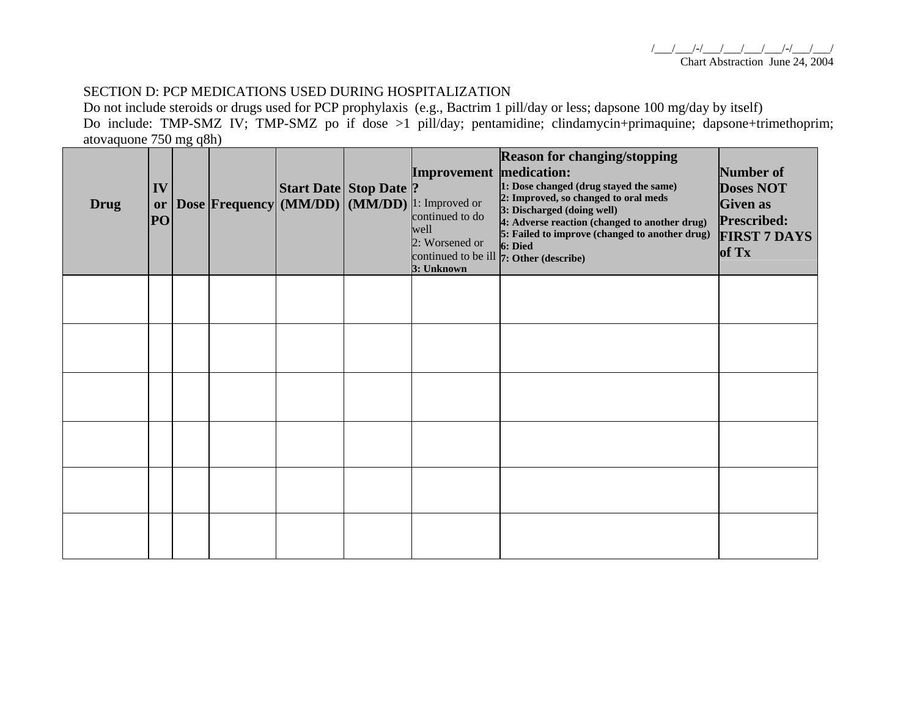/___/___/-/___/___/___/___/-/___/___/
Chart Abstraction June 24, 2004

SECTION D: PCP MEDICATIONS USED DURING HOSPITALIZATION

Do not include steroids or drugs used for PCP prophylaxis (e.g., Bactrim 1 pill/day or less; dapsone 100 mg/day by itself)

Do include: TMP-SMZ IV; TMP-SMZ po if dose >1 pill/day; pentamidine; clindamycin+primaquine; dapsone+trimethoprim; atovaquone 750 mg q8h)

| **Drug** | **IV or PO** | **Dose** | **Frequency** | **Start Date (MM/DD)** | **Stop Date (MM/DD)** | **Improvement?** 1: Improved or continued to do well 2: Worsened or continued to be ill **3: Unknown** | **Reason for changing/stopping medication:** **1: Dose changed (drug stayed the same)** **2: Improved, so changed to oral meds** **3: Discharged (doing well)** **4: Adverse reaction (changed to another drug)** **5: Failed to improve (changed to another drug)** **6: Died** **7: Other (describe)** | **Number of Doses NOT Given as Prescribed: FIRST 7 DAYS of Tx** |
|---|---|---|---|---|---|---|---|---|
| | | | | | | | | |
| | | | | | | | | |
| | | | | | | | | |
| | | | | | | | | |
| | | | | | | | | |
| | | | | | | | | |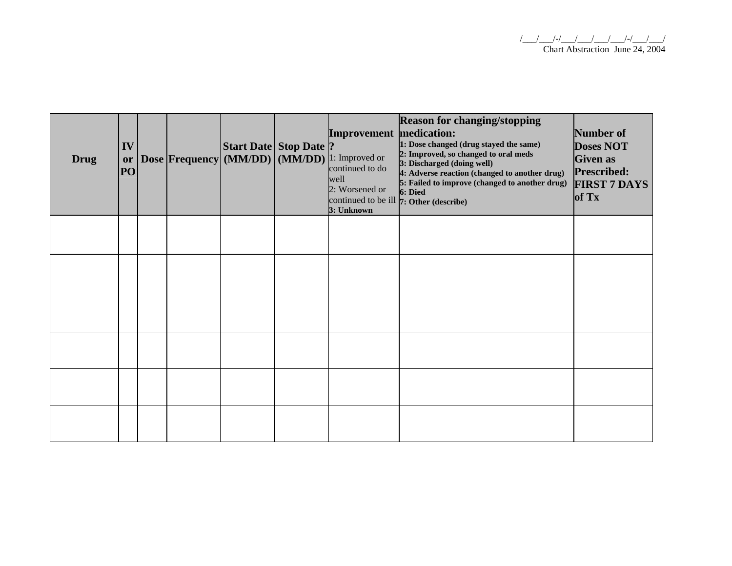| Drug | IV or PO | Dose | Frequency | Start Date (MM/DD) | Stop Date (MM/DD) | **Improvement?**<br>1: Improved or continued to do well<br>2: Worsened or continued to be ill<br>**3: Unknown** | **Reason for changing/stopping medication:**<br>**1: Dose changed (drug stayed the same)**<br>**2: Improved, so changed to oral meds**<br>**3: Discharged (doing well)**<br>**4: Adverse reaction (changed to another drug)**<br>**5: Failed to improve (changed to another drug)**<br>**6: Died**<br>**7: Other (describe)** | **Number of Doses NOT Given as Prescribed: FIRST 7 DAYS of Tx** |
|---|---|---|---|---|---|---|---|---|
| | | | | | | | | |
| | | | | | | | | |
| | | | | | | | | |
| | | | | | | | | |
| | | | | | | | | |
| | | | | | | | | |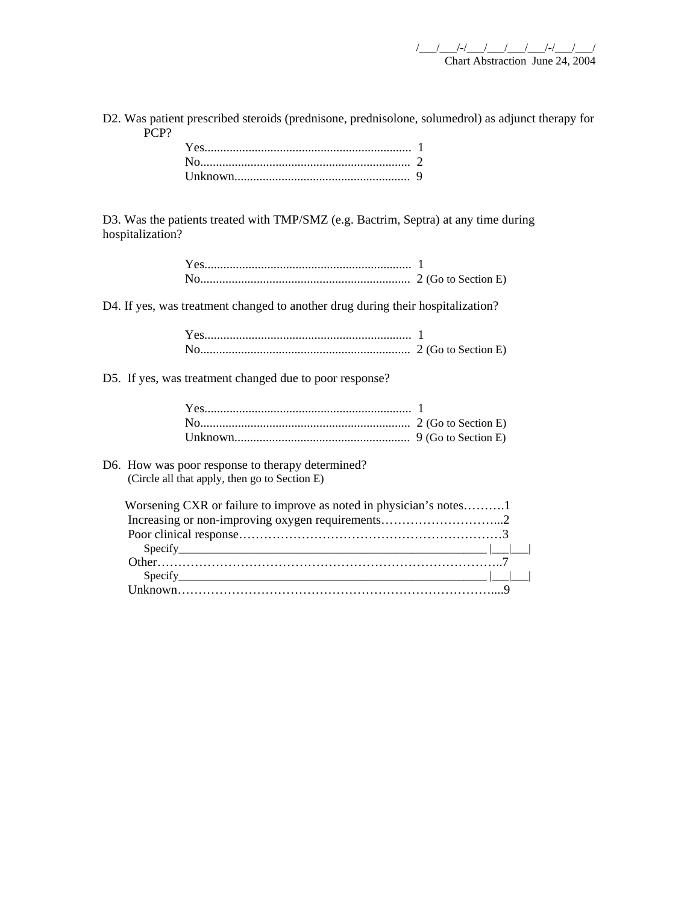D2. Was patient prescribed steroids (prednisone, prednisolone, solumedrol) as adjunct therapy for PCP?

Yes.................................................................. 1
No................................................................... 2
Unknown........................................................ 9

D3. Was the patients treated with TMP/SMZ (e.g. Bactrim, Septra) at any time during hospitalization?

Yes.................................................................. 1
No................................................................... 2 (Go to Section E)

D4. If yes, was treatment changed to another drug during their hospitalization?

Yes.................................................................. 1
No................................................................... 2 (Go to Section E)

D5. If yes, was treatment changed due to poor response?

Yes.................................................................. 1
No................................................................... 2 (Go to Section E)
Unknown........................................................ 9 (Go to Section E)

D6. How was poor response to therapy determined?
(Circle all that apply, then go to Section E)

Worsening CXR or failure to improve as noted in physician's notes……….1
Increasing or non-improving oxygen requirements………………………...2
Poor clinical response………………………………………………………3
Specify_____________________________________________________ |___|___|
Other……………………………………………………………………...7
Specify_____________________________________________________ |___|___|
Unknown………………………………………………………………....9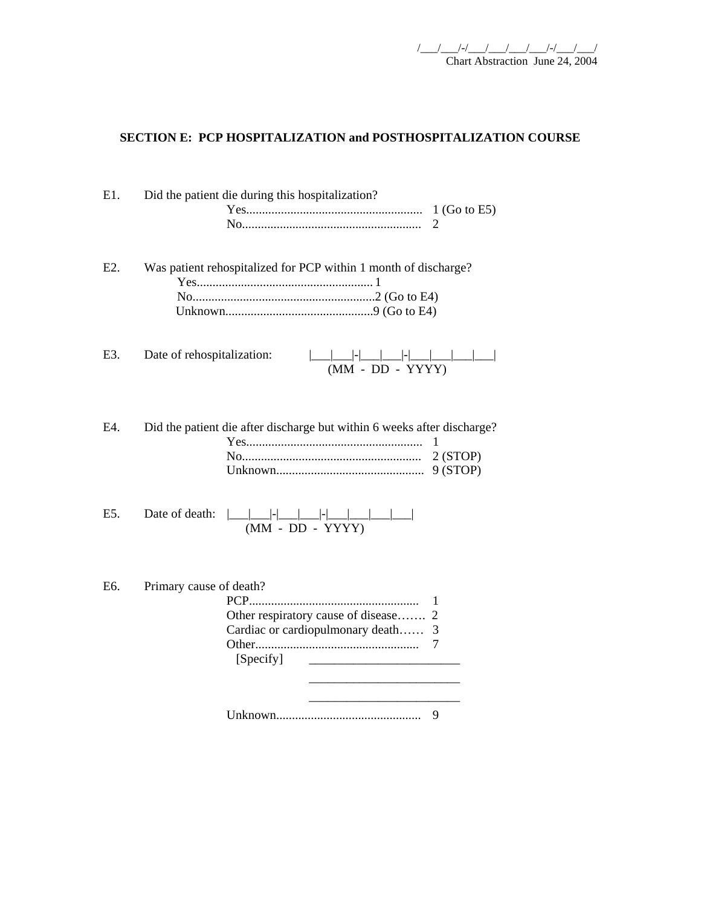/___/___/-/___/___/___/___/-/___/___/
Chart Abstraction June 24, 2004

## SECTION E: PCP HOSPITALIZATION and POSTHOSPITALIZATION COURSE

E1. Did the patient die during this hospitalization?

Yes........................................................ 1 (Go to E5)
No......................................................... 2

E2. Was patient rehospitalized for PCP within 1 month of discharge?

Yes........................................................ 1
No..........................................................2 (Go to E4)
Unknown...............................................9 (Go to E4)

E3. Date of rehospitalization: |___|___|-|___|___|-|___|___|___|___|
(MM - DD - YYYY)

E4. Did the patient die after discharge but within 6 weeks after discharge?

Yes........................................................ 1
No......................................................... 2 (STOP)
Unknown............................................... 9 (STOP)

E5. Date of death: |___|___|-|___|___|-|___|___|___|___|
(MM - DD - YYYY)

E6. Primary cause of death?

PCP...................................................... 1
Other respiratory cause of disease……. 2
Cardiac or cardiopulmonary death…… 3
Other.................................................... 7
[Specify] ________________________
________________________
________________________
Unknown.............................................. 9